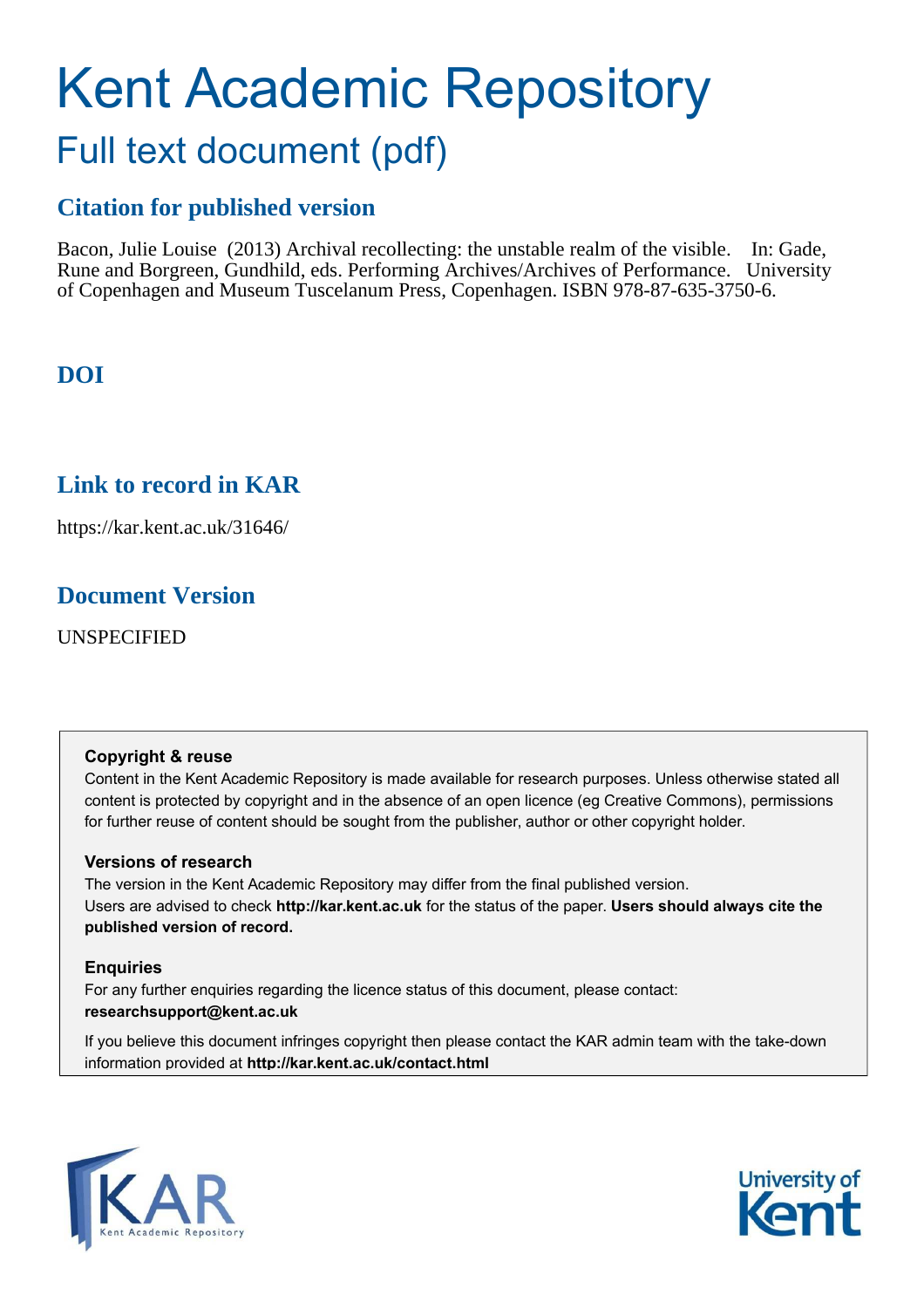# Kent Academic Repository

## Full text document (pdf)

### Citation for published version

Bacon, Julie Louise (2013) Archival recollecting: the unstable realm of the visible. In: Gade, Rune and Borgreen, Gundhild, eds. Performing Archives/Archives of Performance. University of Copenhagen and Museum Tuscelanum Press, Copenhagen. ISBN 978-87-635-3750-6.

### DOI

### Link to record in KAR

https://kar.kent.ac.uk/31646/

### Document Version

UNSPECIFIED

**Copyright & reuse**

Content in the Kent Academic Repository is made available for research purposes. Unless otherwise stated all content is protected by copyright and in the absence of an open licence (eg Creative Commons), permissions for further reuse of content should be sought from the publisher, author or other copyright holder.

**Versions of research**

The version in the Kent Academic Repository may differ from the final published version. Users are advised to check **http://kar.kent.ac.uk** for the status of the paper. **Users should always cite the published version of record.**

**Enquiries**

For any further enquiries regarding the licence status of this document, please contact: **researchsupport@kent.ac.uk**

If you believe this document infringes copyright then please contact the KAR admin team with the take-down information provided at **http://kar.kent.ac.uk/contact.html**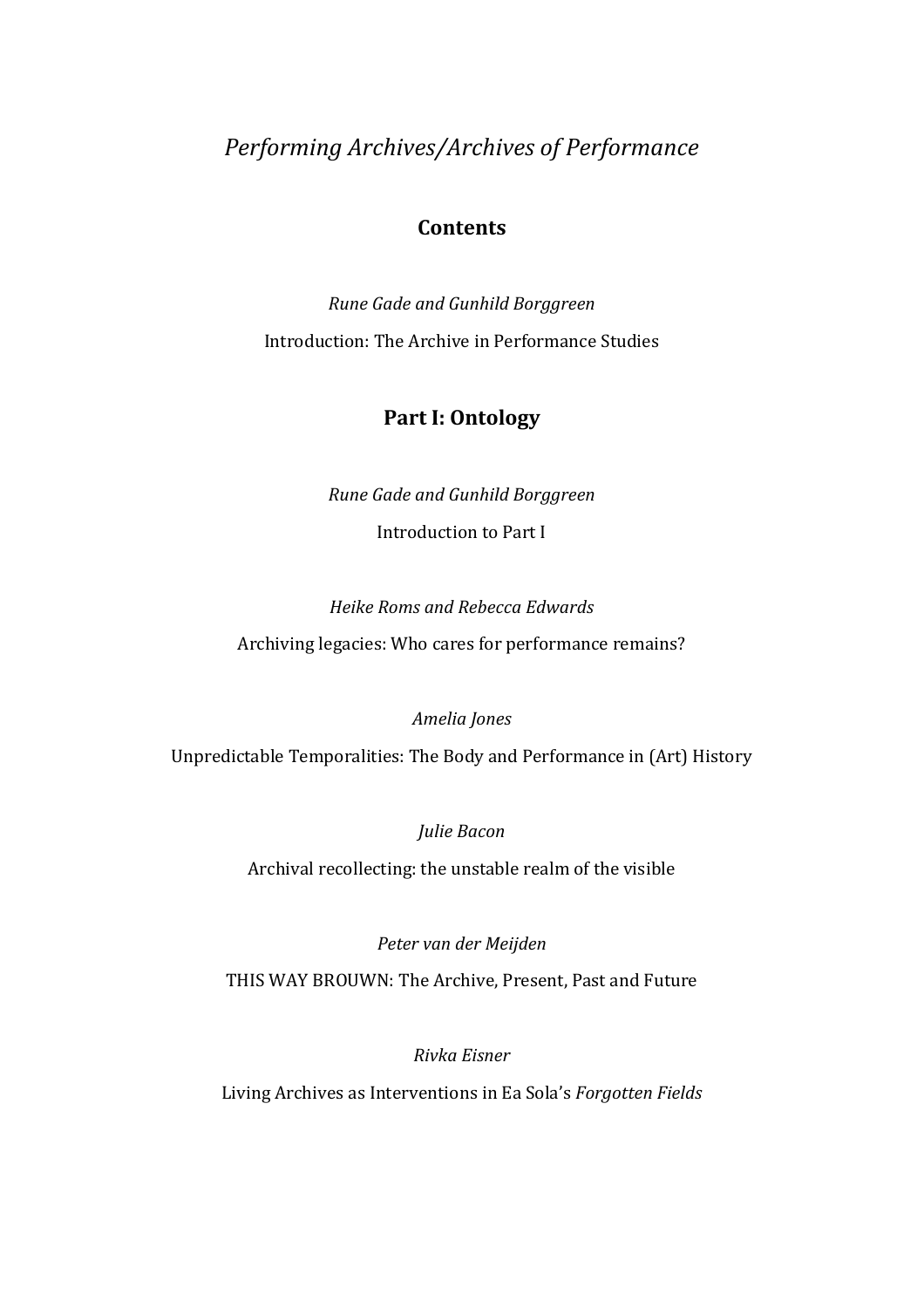*Performing Archives/Archives of Performance*

## Contents

*Rune Gade and Gunhild Borggreen*

Introduction: The Archive in Performance Studies

## Part I: Ontology

*Rune Gade and Gunhild Borggreen*

Introduction to Part I

*Heike Roms and Rebecca Edwards*

Archiving legacies: Who cares for performance remains?

*Amelia Jones*

Unpredictable Temporalities: The Body and Performance in (Art) History

*Julie Bacon*

Archival recollecting: the unstable realm of the visible

*Peter van der Meijden*

THIS WAY BROUWN: The Archive, Present, Past and Future

*Rivka Eisner*

Living Archives as Interventions in Ea Sola's *Forgotten Fields*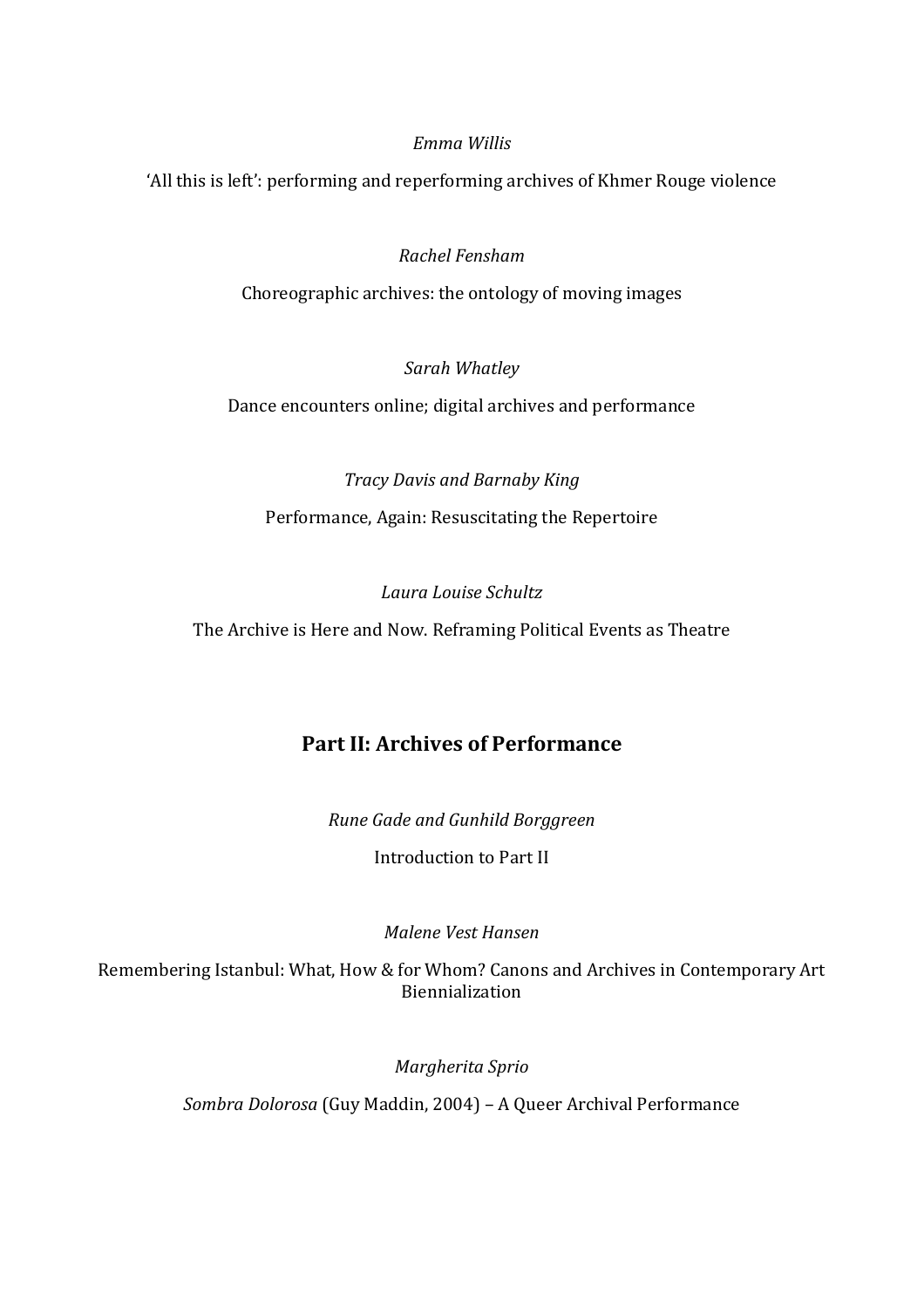*Emma Willis*

'All this is left': performing and reperforming archives of Khmer Rouge violence

*Rachel Fensham*

Choreographic archives: the ontology of moving images

*Sarah Whatley*

Dance encounters online; digital archives and performance

*Tracy Davis and Barnaby King*

Performance, Again: Resuscitating the Repertoire

*Laura Louise Schultz*

The Archive is Here and Now. Reframing Political Events as Theatre

## Part II: Archives of Performance

*Rune Gade and Gunhild Borggreen*

Introduction to Part II

*Malene Vest Hansen*

Remembering Istanbul: What, How & for Whom? Canons and Archives in Contemporary Art Biennialization

*Margherita Sprio*

*Sombra Dolorosa* (Guy Maddin, 2004) – A Queer Archival Performance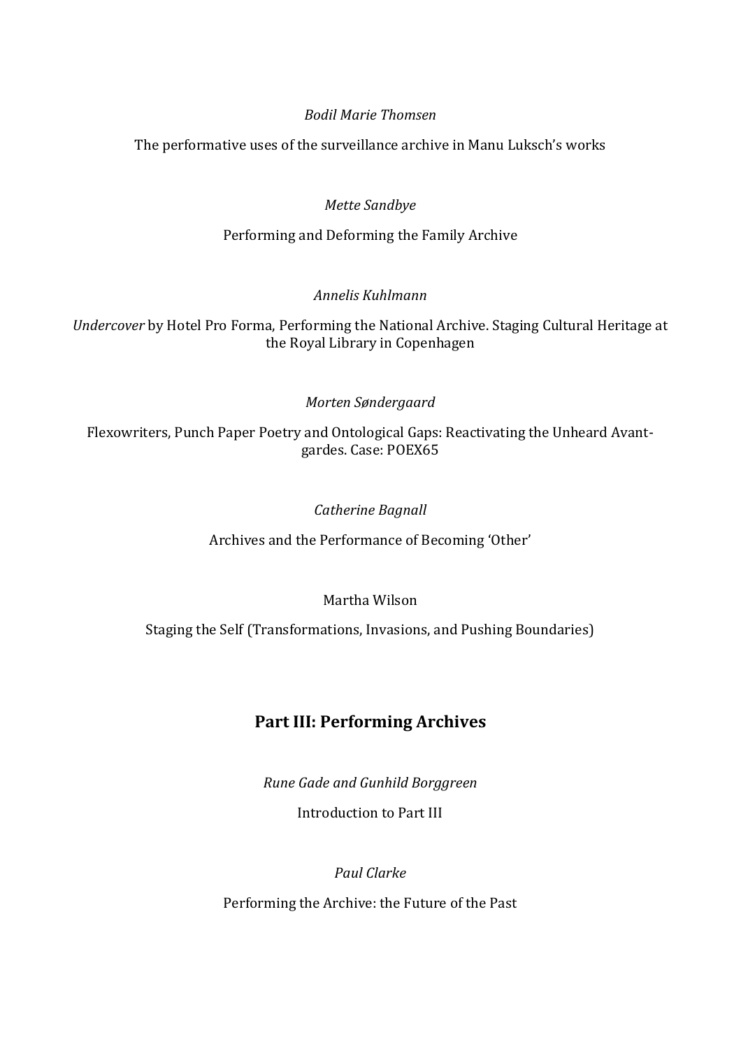*Bodil Marie Thomsen*

The performative uses of the surveillance archive in Manu Luksch's works

*Mette Sandbye*

Performing and Deforming the Family Archive

*Annelis Kuhlmann*

*Undercover* by Hotel Pro Forma, Performing the National Archive. Staging Cultural Heritage at the Royal Library in Copenhagen

*Morten Søndergaard*

Flexowriters, Punch Paper Poetry and Ontological Gaps: Reactivating the Unheard Avant-gardes. Case: POEX65

*Catherine Bagnall*

Archives and the Performance of Becoming 'Other'

Martha Wilson

Staging the Self (Transformations, Invasions, and Pushing Boundaries)

## Part III: Performing Archives

*Rune Gade and Gunhild Borggreen*

Introduction to Part III

*Paul Clarke*

Performing the Archive: the Future of the Past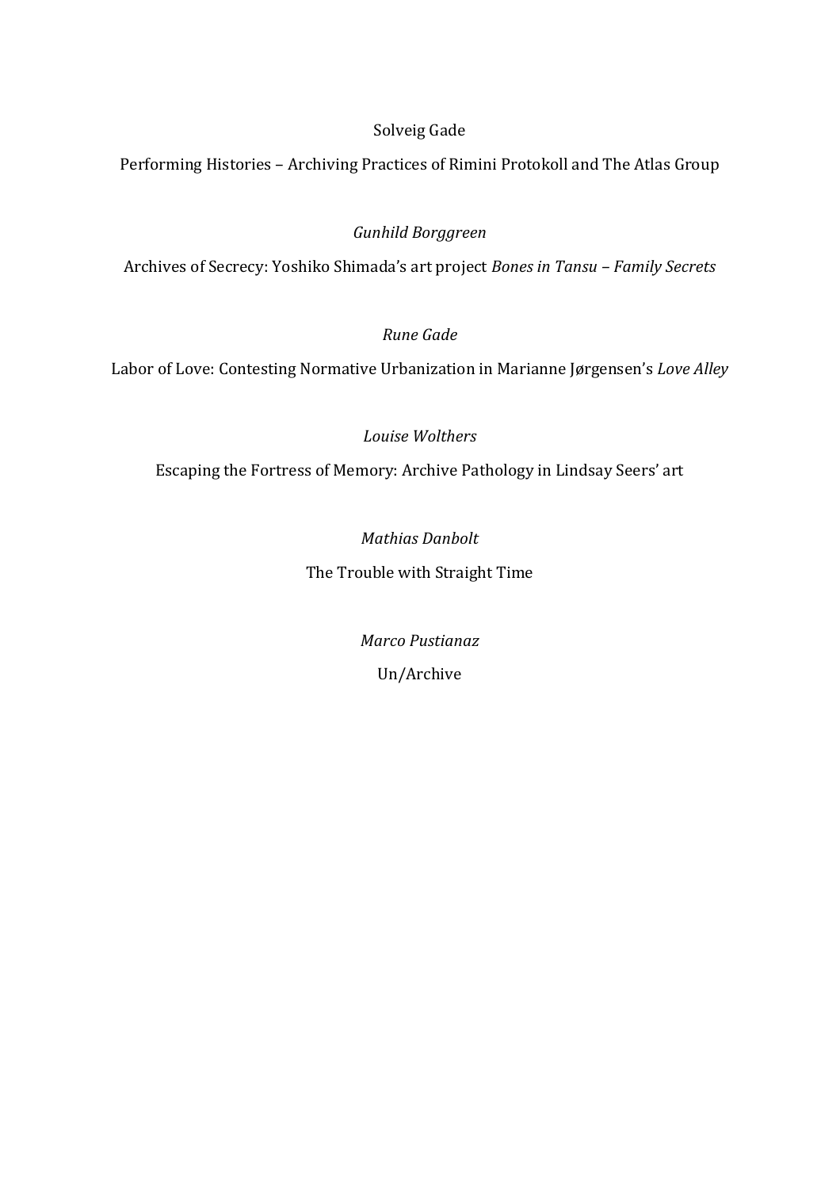Solveig Gade

Performing Histories – Archiving Practices of Rimini Protokoll and The Atlas Group

*Gunhild Borggreen*

Archives of Secrecy: Yoshiko Shimada's art project *Bones in Tansu – Family Secrets*

*Rune Gade*

Labor of Love: Contesting Normative Urbanization in Marianne Jørgensen's *Love Alley*

*Louise Wolthers*

Escaping the Fortress of Memory: Archive Pathology in Lindsay Seers' art

*Mathias Danbolt*

The Trouble with Straight Time

*Marco Pustianaz*

Un/Archive